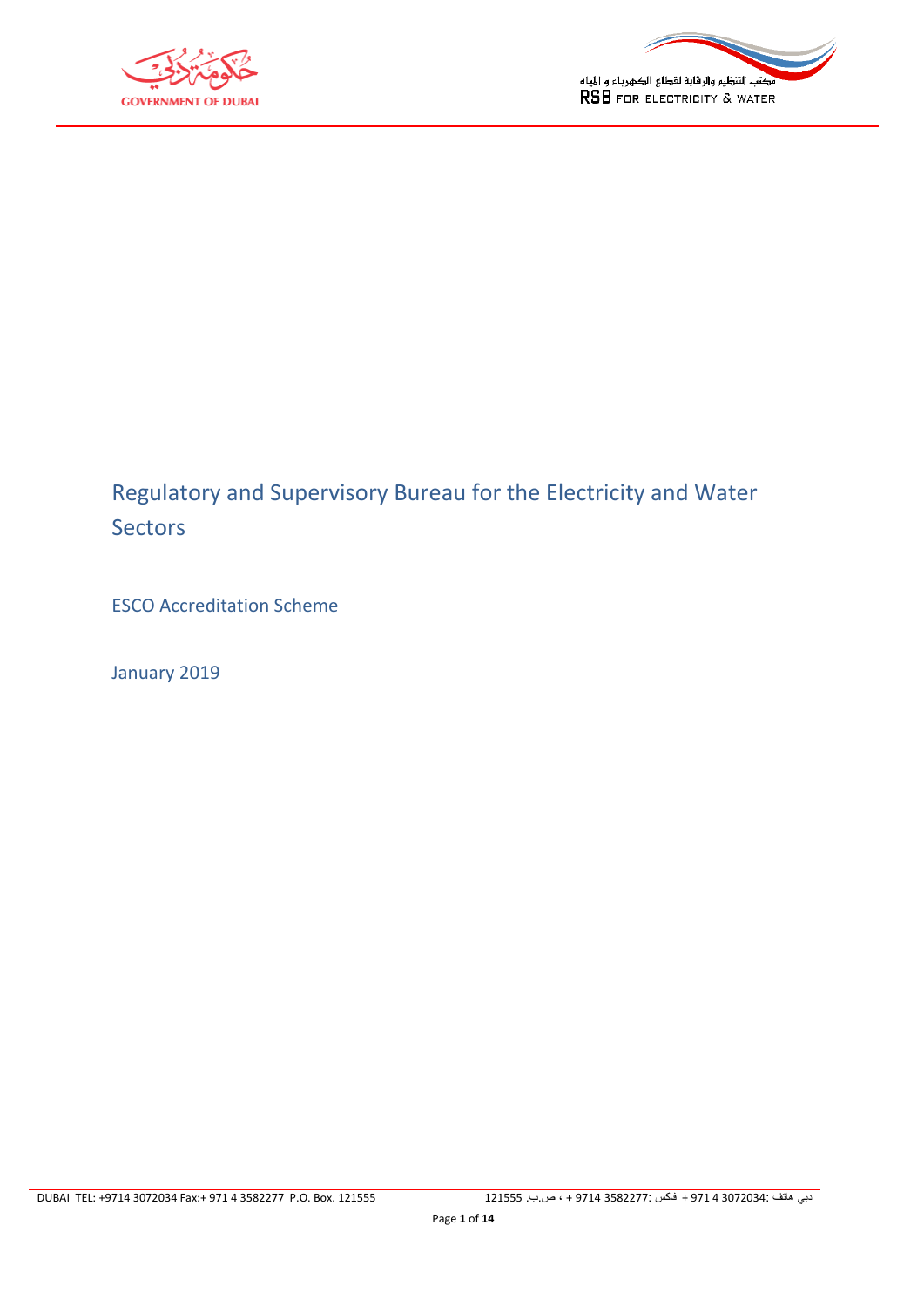# Regulatory and Supervisory Bureau for the Electricity and Water Sectors

## ESCO Accreditation Scheme

January 2019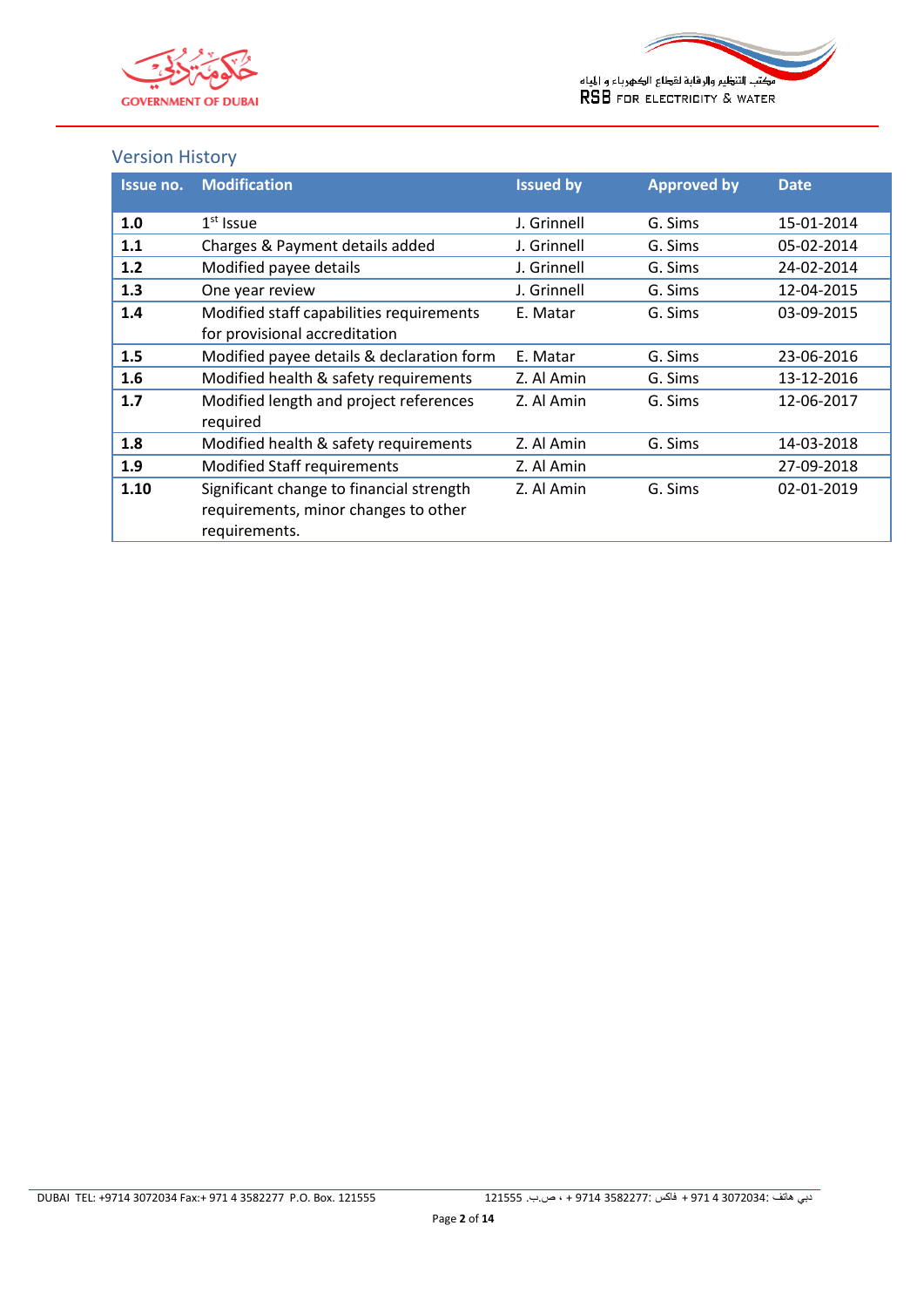## Version History

| Issue no. | Modification | Issued by | Approved by | Date |
|---|---|---|---|---|
| **1.0** | 1st Issue | J. Grinnell | G. Sims | 15-01-2014 |
| **1.1** | Charges & Payment details added | J. Grinnell | G. Sims | 05-02-2014 |
| **1.2** | Modified payee details | J. Grinnell | G. Sims | 24-02-2014 |
| **1.3** | One year review | J. Grinnell | G. Sims | 12-04-2015 |
| **1.4** | Modified staff capabilities requirements for provisional accreditation | E. Matar | G. Sims | 03-09-2015 |
| **1.5** | Modified payee details & declaration form | E. Matar | G. Sims | 23-06-2016 |
| **1.6** | Modified health & safety requirements | Z. Al Amin | G. Sims | 13-12-2016 |
| **1.7** | Modified length and project references required | Z. Al Amin | G. Sims | 12-06-2017 |
| **1.8** | Modified health & safety requirements | Z. Al Amin | G. Sims | 14-03-2018 |
| **1.9** | Modified Staff requirements | Z. Al Amin | | 27-09-2018 |
| **1.10** | Significant change to financial strength requirements, minor changes to other requirements. | Z. Al Amin | G. Sims | 02-01-2019 |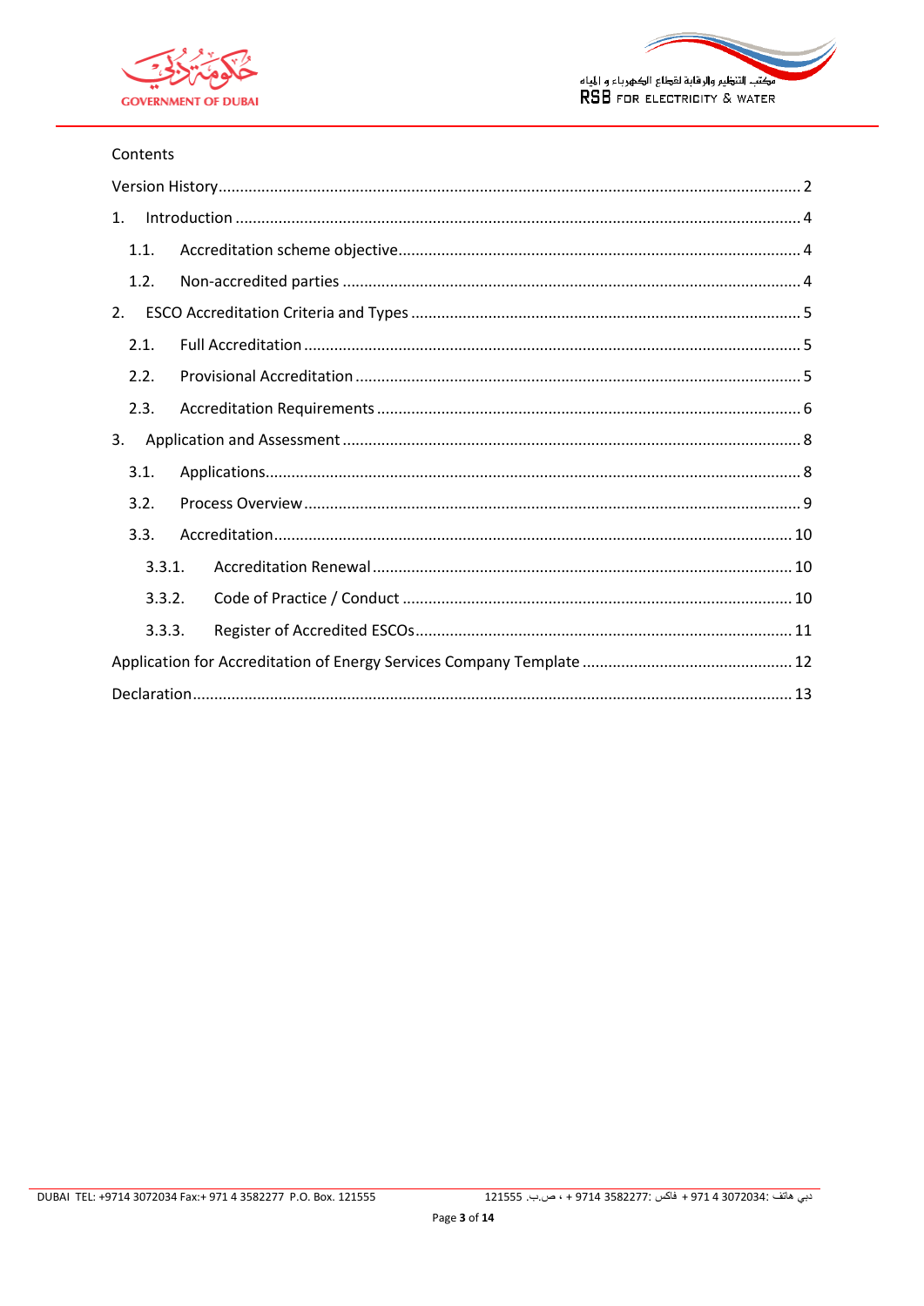Contents

Version History ..... 2

1. Introduction ..... 4
   - 1.1. Accreditation scheme objective ..... 4
   - 1.2. Non-accredited parties ..... 4
2. ESCO Accreditation Criteria and Types ..... 5
   - 2.1. Full Accreditation ..... 5
   - 2.2. Provisional Accreditation ..... 5
   - 2.3. Accreditation Requirements ..... 6
3. Application and Assessment ..... 8
   - 3.1. Applications ..... 8
   - 3.2. Process Overview ..... 9
   - 3.3. Accreditation ..... 10
     - 3.3.1. Accreditation Renewal ..... 10
     - 3.3.2. Code of Practice / Conduct ..... 10
     - 3.3.3. Register of Accredited ESCOs ..... 11

Application for Accreditation of Energy Services Company Template ..... 12

Declaration ..... 13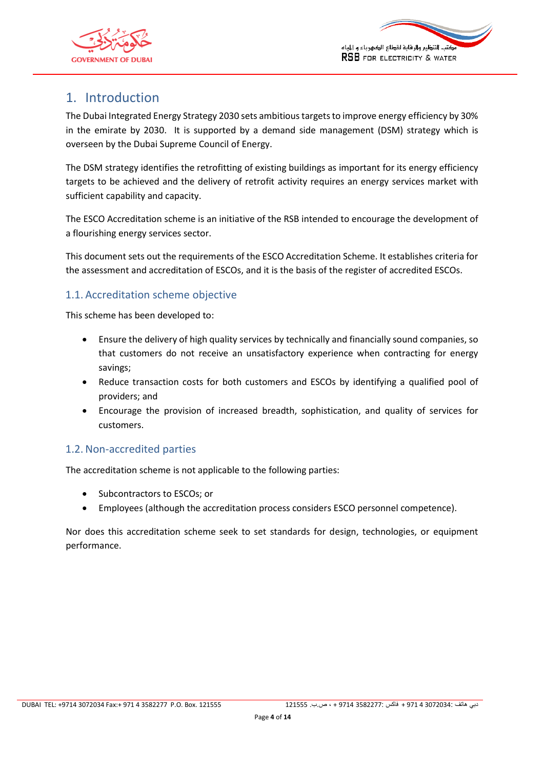# 1. Introduction

The Dubai Integrated Energy Strategy 2030 sets ambitious targets to improve energy efficiency by 30% in the emirate by 2030. It is supported by a demand side management (DSM) strategy which is overseen by the Dubai Supreme Council of Energy.

The DSM strategy identifies the retrofitting of existing buildings as important for its energy efficiency targets to be achieved and the delivery of retrofit activity requires an energy services market with sufficient capability and capacity.

The ESCO Accreditation scheme is an initiative of the RSB intended to encourage the development of a flourishing energy services sector.

This document sets out the requirements of the ESCO Accreditation Scheme. It establishes criteria for the assessment and accreditation of ESCOs, and it is the basis of the register of accredited ESCOs.

## 1.1. Accreditation scheme objective

This scheme has been developed to:

- Ensure the delivery of high quality services by technically and financially sound companies, so that customers do not receive an unsatisfactory experience when contracting for energy savings;
- Reduce transaction costs for both customers and ESCOs by identifying a qualified pool of providers; and
- Encourage the provision of increased breadth, sophistication, and quality of services for customers.

## 1.2. Non-accredited parties

The accreditation scheme is not applicable to the following parties:

- Subcontractors to ESCOs; or
- Employees (although the accreditation process considers ESCO personnel competence).

Nor does this accreditation scheme seek to set standards for design, technologies, or equipment performance.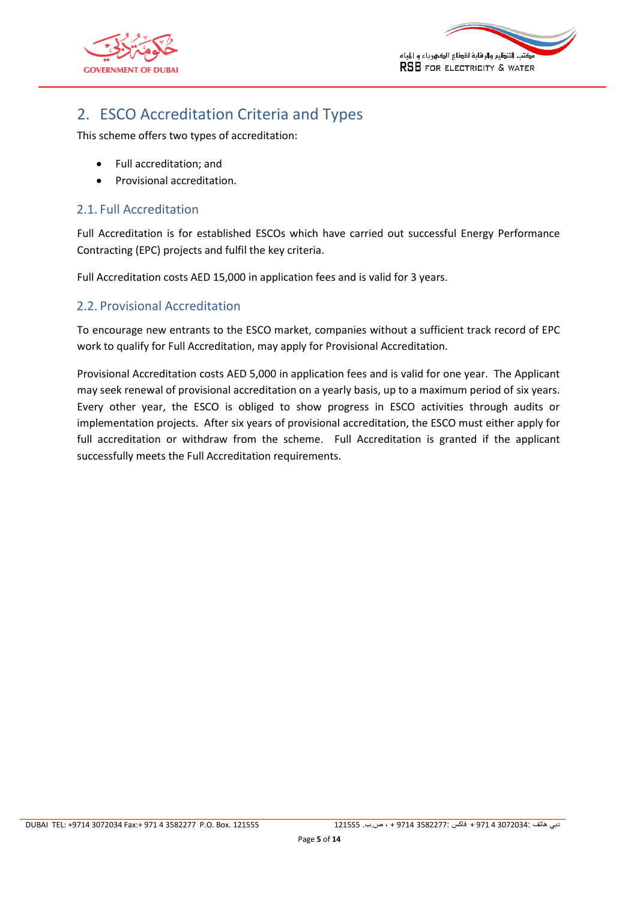## 2. ESCO Accreditation Criteria and Types

This scheme offers two types of accreditation:

- Full accreditation; and
- Provisional accreditation.

### 2.1. Full Accreditation

Full Accreditation is for established ESCOs which have carried out successful Energy Performance Contracting (EPC) projects and fulfil the key criteria.

Full Accreditation costs AED 15,000 in application fees and is valid for 3 years.

### 2.2. Provisional Accreditation

To encourage new entrants to the ESCO market, companies without a sufficient track record of EPC work to qualify for Full Accreditation, may apply for Provisional Accreditation.

Provisional Accreditation costs AED 5,000 in application fees and is valid for one year. The Applicant may seek renewal of provisional accreditation on a yearly basis, up to a maximum period of six years. Every other year, the ESCO is obliged to show progress in ESCO activities through audits or implementation projects. After six years of provisional accreditation, the ESCO must either apply for full accreditation or withdraw from the scheme. Full Accreditation is granted if the applicant successfully meets the Full Accreditation requirements.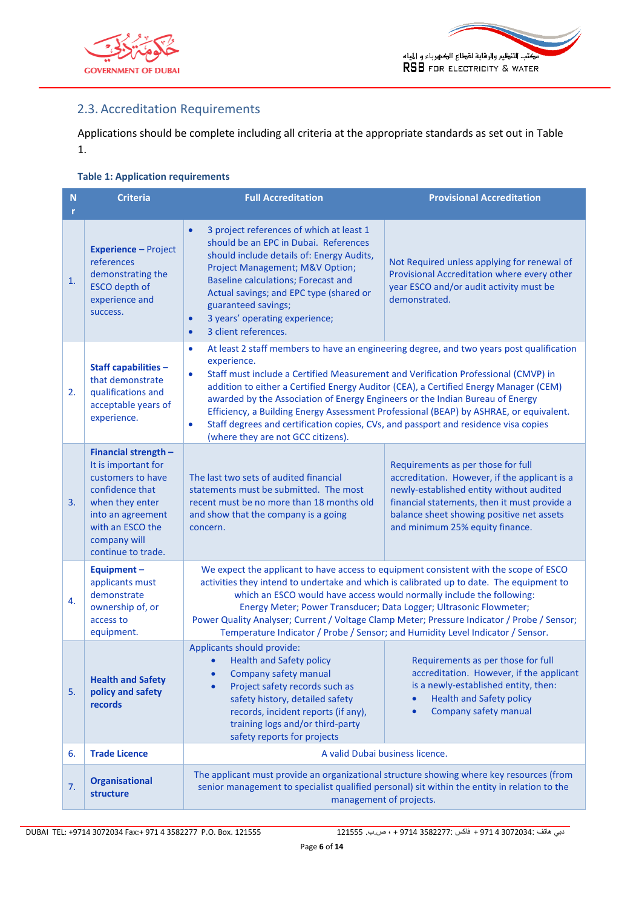## 2.3. Accreditation Requirements

Applications should be complete including all criteria at the appropriate standards as set out in Table 1.

**Table 1: Application requirements**

| Nr | Criteria | Full Accreditation | Provisional Accreditation |
|---|---|---|---|
| 1. | **Experience –** Project references demonstrating the ESCO depth of experience and success. | • 3 project references of which at least 1 should be an EPC in Dubai. References should include details of: Energy Audits, Project Management; M&V Option; Baseline calculations; Forecast and Actual savings; and EPC type (shared or guaranteed savings;<br>• 3 years' operating experience;<br>• 3 client references. | Not Required unless applying for renewal of Provisional Accreditation where every other year ESCO and/or audit activity must be demonstrated. |
| 2. | **Staff capabilities –** that demonstrate qualifications and acceptable years of experience. | • At least 2 staff members to have an engineering degree, and two years post qualification experience.<br>• Staff must include a Certified Measurement and Verification Professional (CMVP) in addition to either a Certified Energy Auditor (CEA), a Certified Energy Manager (CEM) awarded by the Association of Energy Engineers or the Indian Bureau of Energy Efficiency, a Building Energy Assessment Professional (BEAP) by ASHRAE, or equivalent.<br>• Staff degrees and certification copies, CVs, and passport and residence visa copies (where they are not GCC citizens). | |
| 3. | **Financial strength –** It is important for customers to have confidence that when they enter into an agreement with an ESCO the company will continue to trade. | The last two sets of audited financial statements must be submitted. The most recent must be no more than 18 months old and show that the company is a going concern. | Requirements as per those for full accreditation. However, if the applicant is a newly-established entity without audited financial statements, then it must provide a balance sheet showing positive net assets and minimum 25% equity finance. |
| 4. | **Equipment –** applicants must demonstrate ownership of, or access to equipment. | We expect the applicant to have access to equipment consistent with the scope of ESCO activities they intend to undertake and which is calibrated up to date. The equipment to which an ESCO would have access would normally include the following: Energy Meter; Power Transducer; Data Logger; Ultrasonic Flowmeter; Power Quality Analyser; Current / Voltage Clamp Meter; Pressure Indicator / Probe / Sensor; Temperature Indicator / Probe / Sensor; and Humidity Level Indicator / Sensor. | |
| 5. | **Health and Safety policy and safety records** | Applicants should provide:<br>• Health and Safety policy<br>• Company safety manual<br>• Project safety records such as safety history, detailed safety records, incident reports (if any), training logs and/or third-party safety reports for projects | Requirements as per those for full accreditation. However, if the applicant is a newly-established entity, then:<br>• Health and Safety policy<br>• Company safety manual |
| 6. | **Trade Licence** | A valid Dubai business licence. | |
| 7. | **Organisational structure** | The applicant must provide an organizational structure showing where key resources (from senior management to specialist qualified personal) sit within the entity in relation to the management of projects. | |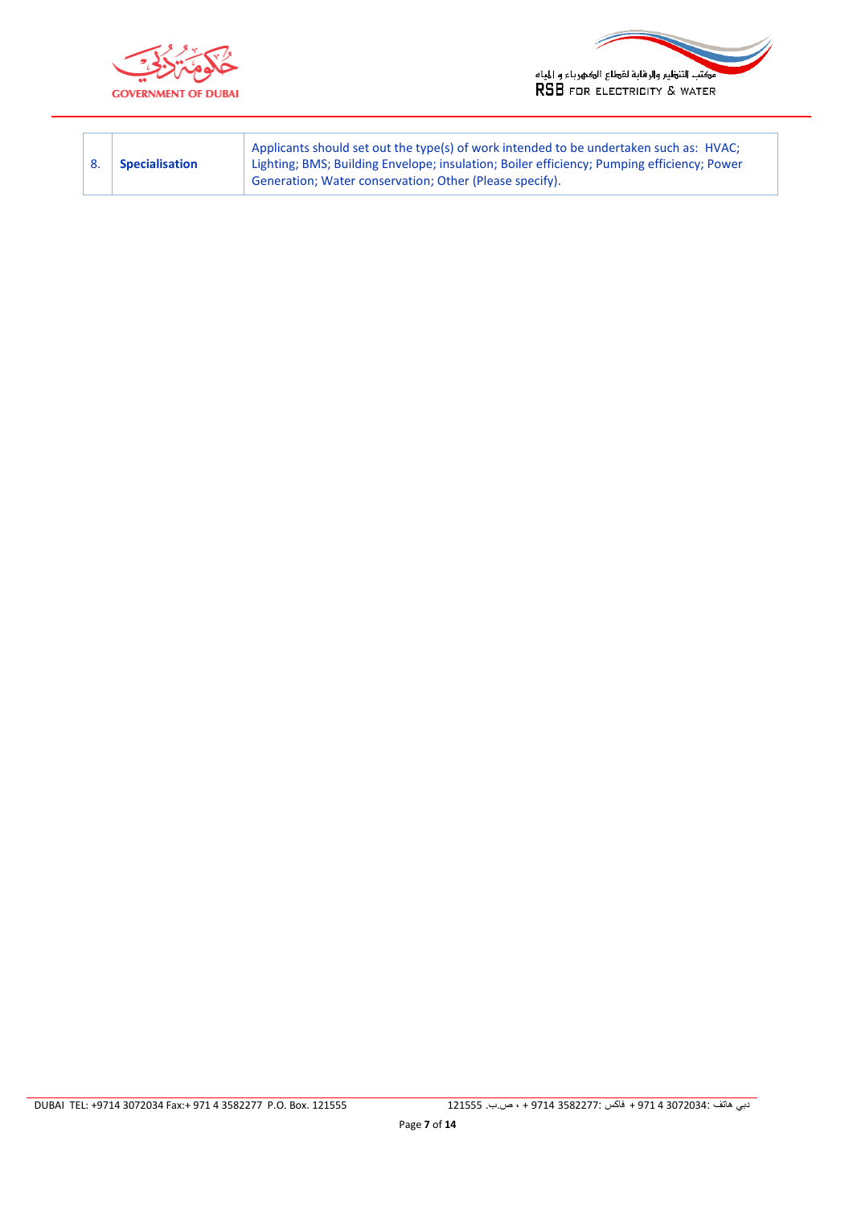| 8. | **Specialisation** | Applicants should set out the type(s) of work intended to be undertaken such as: HVAC; Lighting; BMS; Building Envelope; insulation; Boiler efficiency; Pumping efficiency; Power Generation; Water conservation; Other (Please specify). |
|---|---|---|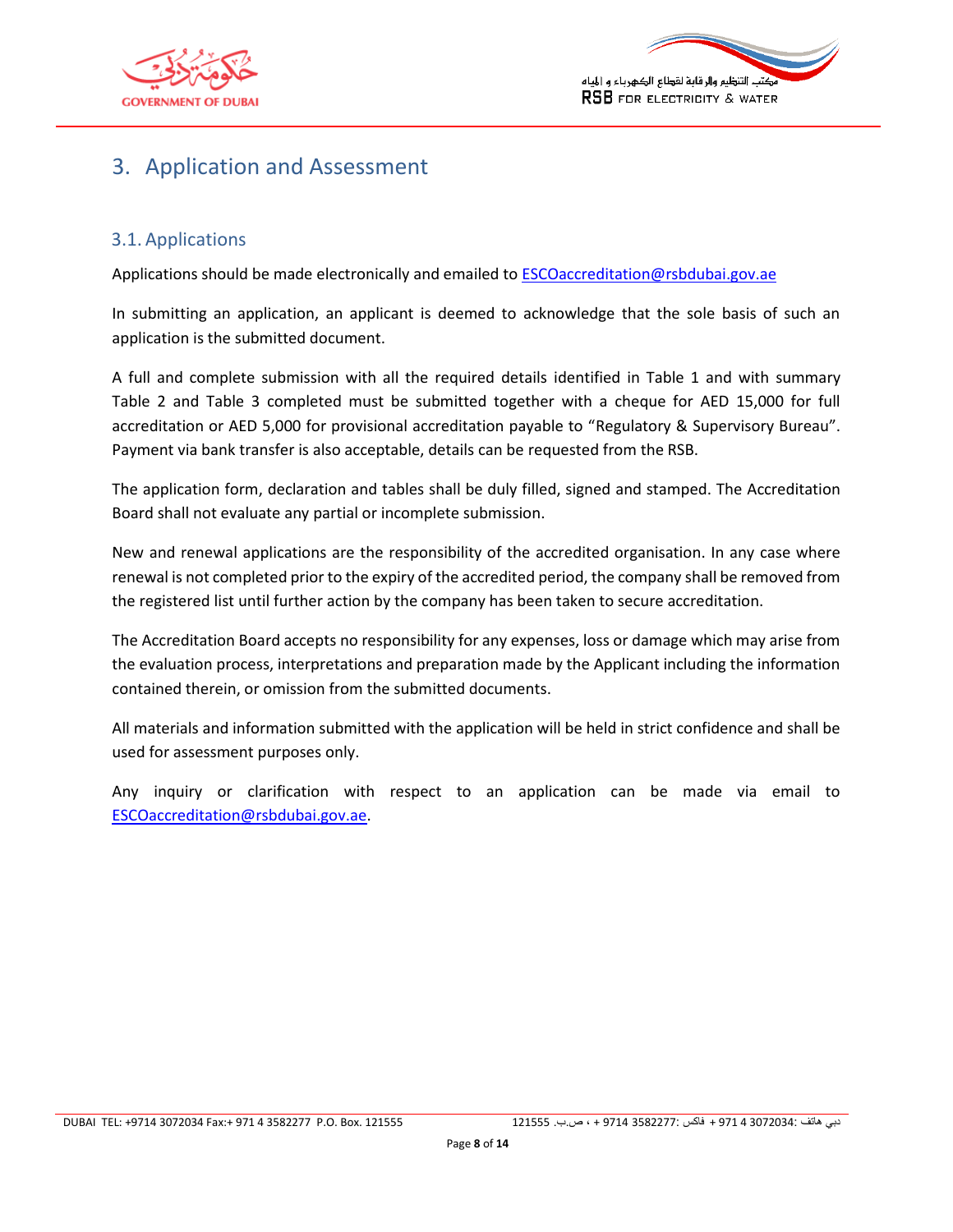# 3. Application and Assessment

## 3.1. Applications

Applications should be made electronically and emailed to ESCOaccreditation@rsbdubai.gov.ae

In submitting an application, an applicant is deemed to acknowledge that the sole basis of such an application is the submitted document.

A full and complete submission with all the required details identified in Table 1 and with summary Table 2 and Table 3 completed must be submitted together with a cheque for AED 15,000 for full accreditation or AED 5,000 for provisional accreditation payable to "Regulatory & Supervisory Bureau". Payment via bank transfer is also acceptable, details can be requested from the RSB.

The application form, declaration and tables shall be duly filled, signed and stamped. The Accreditation Board shall not evaluate any partial or incomplete submission.

New and renewal applications are the responsibility of the accredited organisation. In any case where renewal is not completed prior to the expiry of the accredited period, the company shall be removed from the registered list until further action by the company has been taken to secure accreditation.

The Accreditation Board accepts no responsibility for any expenses, loss or damage which may arise from the evaluation process, interpretations and preparation made by the Applicant including the information contained therein, or omission from the submitted documents.

All materials and information submitted with the application will be held in strict confidence and shall be used for assessment purposes only.

Any inquiry or clarification with respect to an application can be made via email to ESCOaccreditation@rsbdubai.gov.ae.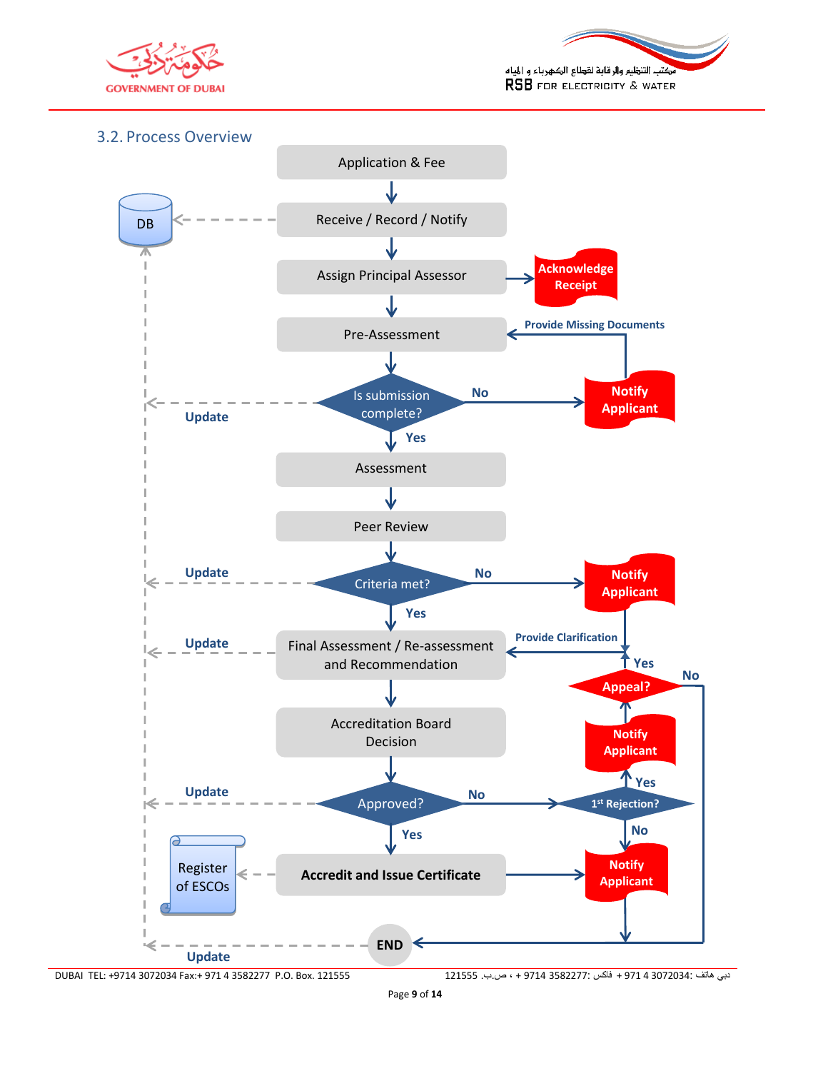## 3.2. Process Overview

- Application & Fee
- Receive / Record / Notify → DB
- Assign Principal Assessor → Acknowledge Receipt
- Pre-Assessment
- Is submission complete?
  - No → Notify Applicant → Provide Missing Documents → Pre-Assessment
  - Yes → Assessment
  - Update → DB
- Assessment
- Peer Review
- Criteria met?
  - No → Notify Applicant
  - Yes → Final Assessment / Re-assessment and Recommendation
  - Update → DB
- Final Assessment / Re-assessment and Recommendation
  - Update → DB
- Accreditation Board Decision
- Approved?
  - No → 1st Rejection?
    - Yes → Notify Applicant → Appeal?
      - Yes → Provide Clarification → Final Assessment / Re-assessment and Recommendation
      - No → END
    - No → Notify Applicant → END
  - Yes → Accredit and Issue Certificate
  - Update → DB
- Accredit and Issue Certificate → Register of ESCOs
  - → Notify Applicant
- END
  - Update → DB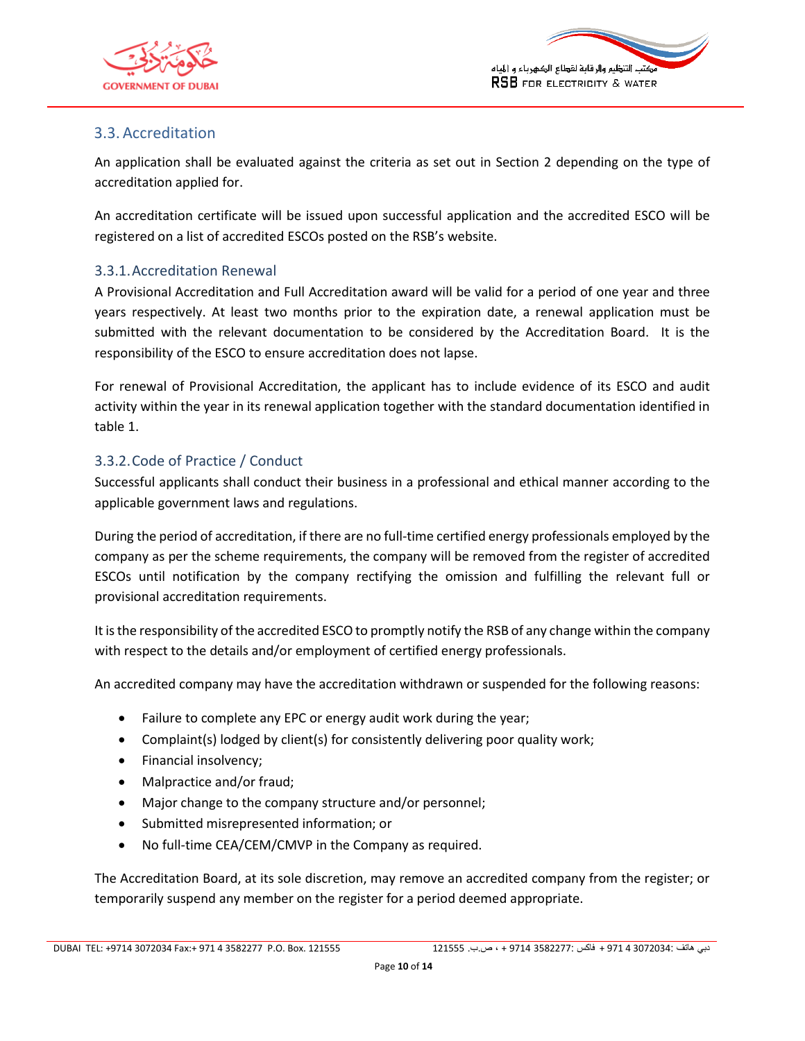## 3.3. Accreditation

An application shall be evaluated against the criteria as set out in Section 2 depending on the type of accreditation applied for.

An accreditation certificate will be issued upon successful application and the accredited ESCO will be registered on a list of accredited ESCOs posted on the RSB's website.

### 3.3.1. Accreditation Renewal

A Provisional Accreditation and Full Accreditation award will be valid for a period of one year and three years respectively. At least two months prior to the expiration date, a renewal application must be submitted with the relevant documentation to be considered by the Accreditation Board. It is the responsibility of the ESCO to ensure accreditation does not lapse.

For renewal of Provisional Accreditation, the applicant has to include evidence of its ESCO and audit activity within the year in its renewal application together with the standard documentation identified in table 1.

### 3.3.2. Code of Practice / Conduct

Successful applicants shall conduct their business in a professional and ethical manner according to the applicable government laws and regulations.

During the period of accreditation, if there are no full-time certified energy professionals employed by the company as per the scheme requirements, the company will be removed from the register of accredited ESCOs until notification by the company rectifying the omission and fulfilling the relevant full or provisional accreditation requirements.

It is the responsibility of the accredited ESCO to promptly notify the RSB of any change within the company with respect to the details and/or employment of certified energy professionals.

An accredited company may have the accreditation withdrawn or suspended for the following reasons:

- Failure to complete any EPC or energy audit work during the year;
- Complaint(s) lodged by client(s) for consistently delivering poor quality work;
- Financial insolvency;
- Malpractice and/or fraud;
- Major change to the company structure and/or personnel;
- Submitted misrepresented information; or
- No full-time CEA/CEM/CMVP in the Company as required.

The Accreditation Board, at its sole discretion, may remove an accredited company from the register; or temporarily suspend any member on the register for a period deemed appropriate.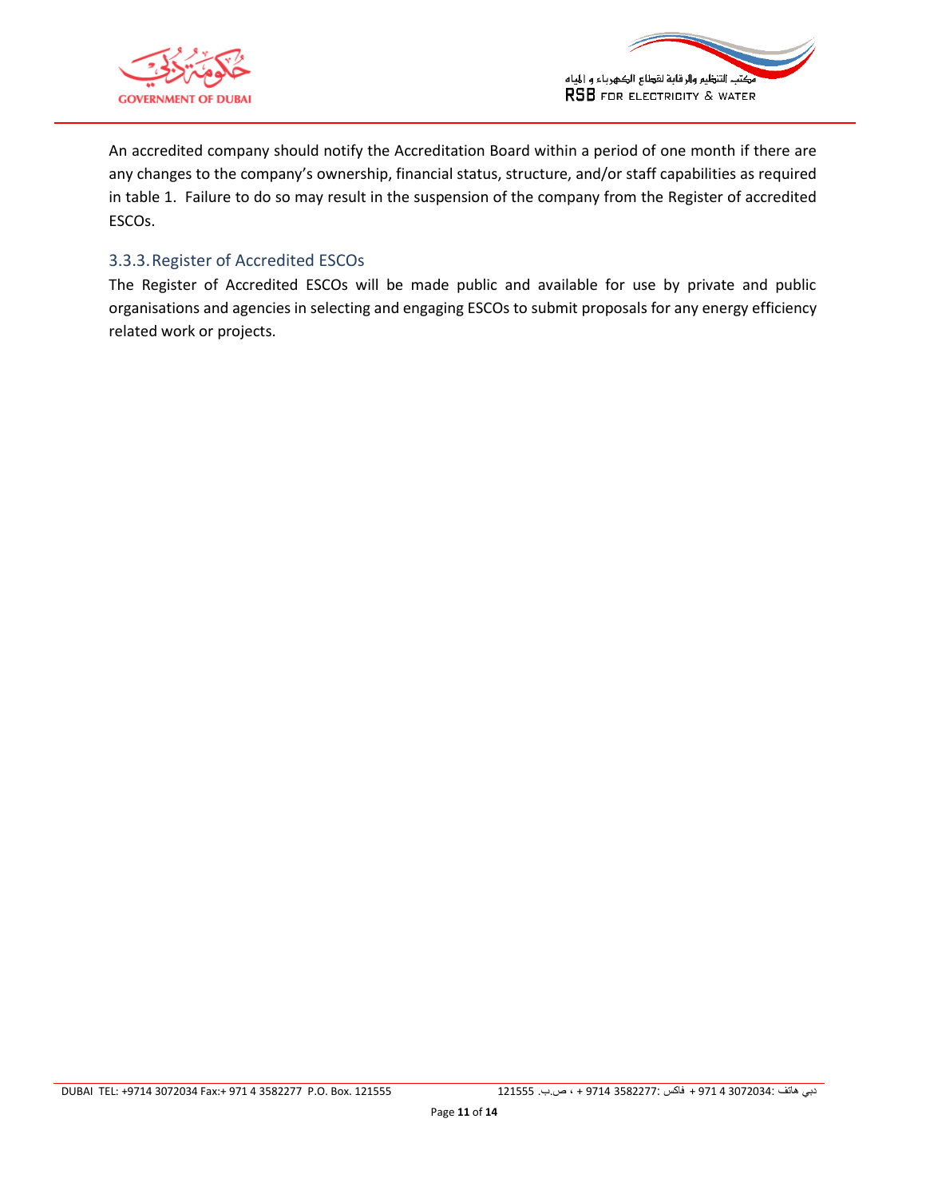An accredited company should notify the Accreditation Board within a period of one month if there are any changes to the company's ownership, financial status, structure, and/or staff capabilities as required in table 1. Failure to do so may result in the suspension of the company from the Register of accredited ESCOs.

### 3.3.3. Register of Accredited ESCOs

The Register of Accredited ESCOs will be made public and available for use by private and public organisations and agencies in selecting and engaging ESCOs to submit proposals for any energy efficiency related work or projects.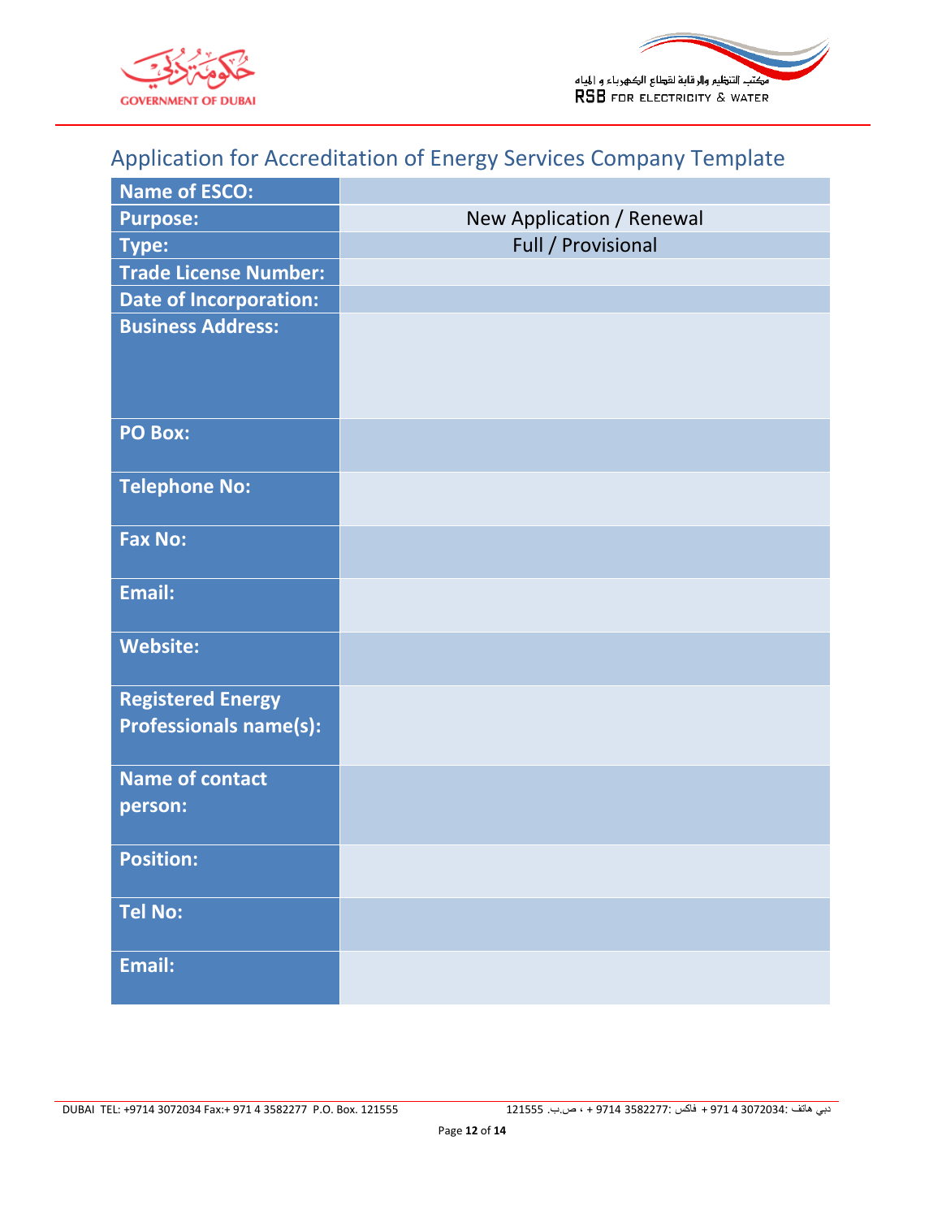## Application for Accreditation of Energy Services Company Template

| Name of ESCO: | |
|---|---|
| Purpose: | New Application / Renewal |
| Type: | Full / Provisional |
| Trade License Number: | |
| Date of Incorporation: | |
| Business Address: | |
| PO Box: | |
| Telephone No: | |
| Fax No: | |
| Email: | |
| Website: | |
| Registered Energy Professionals name(s): | |
| Name of contact person: | |
| Position: | |
| Tel No: | |
| Email: | |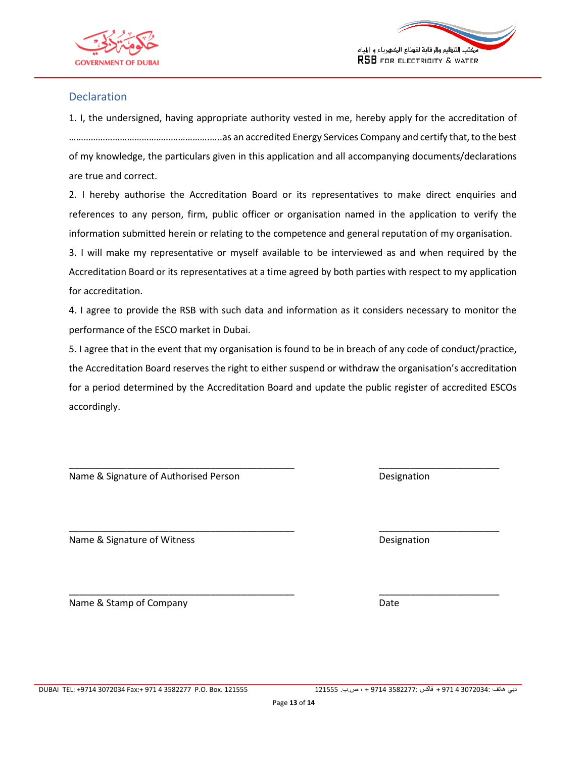## Declaration

1. I, the undersigned, having appropriate authority vested in me, hereby apply for the accreditation of ……………………………………………………..as an accredited Energy Services Company and certify that, to the best of my knowledge, the particulars given in this application and all accompanying documents/declarations are true and correct.

2. I hereby authorise the Accreditation Board or its representatives to make direct enquiries and references to any person, firm, public officer or organisation named in the application to verify the information submitted herein or relating to the competence and general reputation of my organisation.

3. I will make my representative or myself available to be interviewed as and when required by the Accreditation Board or its representatives at a time agreed by both parties with respect to my application for accreditation.

4. I agree to provide the RSB with such data and information as it considers necessary to monitor the performance of the ESCO market in Dubai.

5. I agree that in the event that my organisation is found to be in breach of any code of conduct/practice, the Accreditation Board reserves the right to either suspend or withdraw the organisation's accreditation for a period determined by the Accreditation Board and update the public register of accredited ESCOs accordingly.

_____________________________________________ &nbsp;&nbsp;&nbsp;&nbsp; ________________________

Name & Signature of Authorised Person &nbsp;&nbsp;&nbsp;&nbsp; Designation

_____________________________________________ &nbsp;&nbsp;&nbsp;&nbsp; ________________________

Name & Signature of Witness &nbsp;&nbsp;&nbsp;&nbsp; Designation

_____________________________________________ &nbsp;&nbsp;&nbsp;&nbsp; ________________________

Name & Stamp of Company &nbsp;&nbsp;&nbsp;&nbsp; Date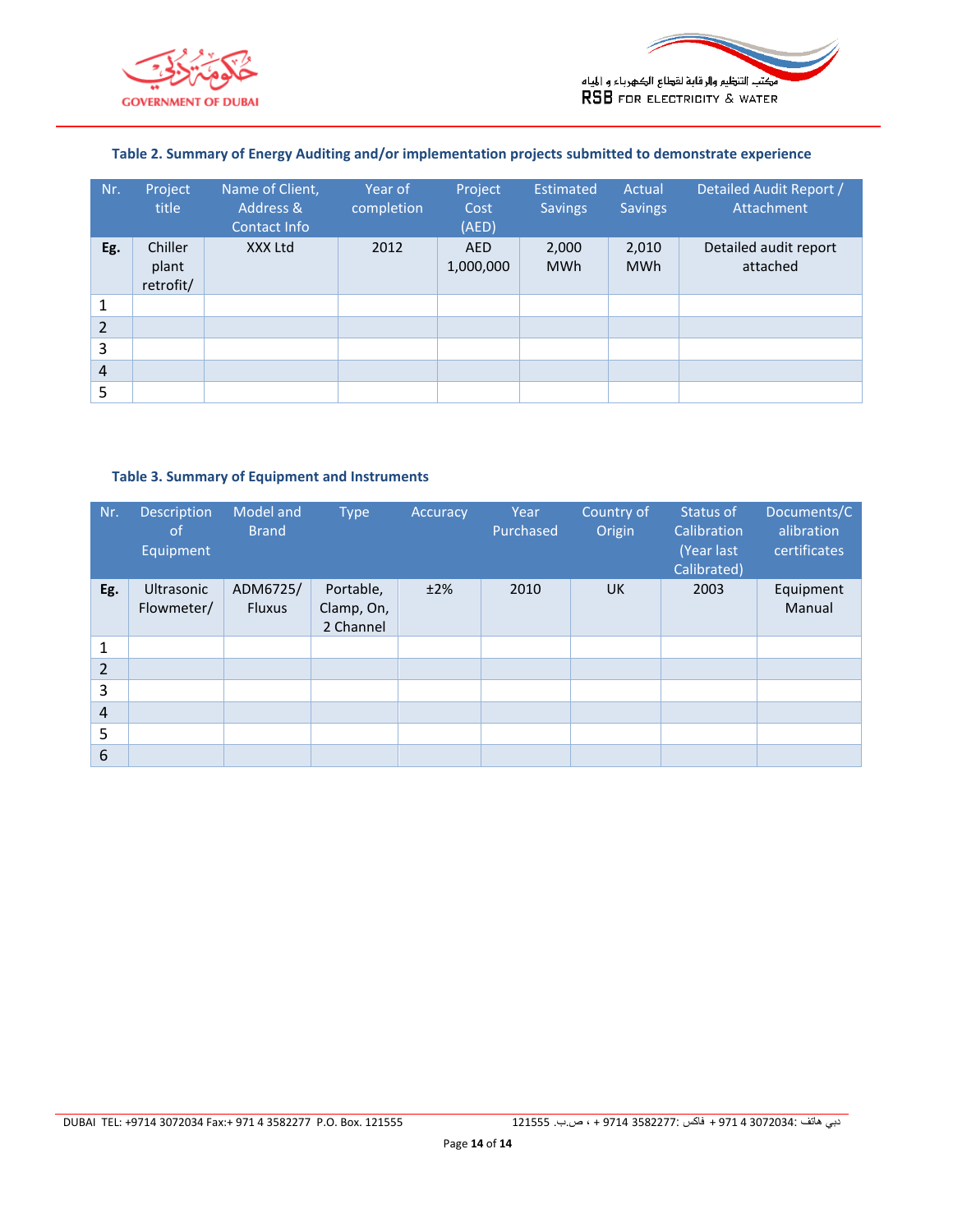**Table 2. Summary of Energy Auditing and/or implementation projects submitted to demonstrate experience**

| Nr. | Project title | Name of Client, Address & Contact Info | Year of completion | Project Cost (AED) | Estimated Savings | Actual Savings | Detailed Audit Report / Attachment |
|---|---|---|---|---|---|---|---|
| **Eg.** | Chiller plant retrofit/ | XXX Ltd | 2012 | AED 1,000,000 | 2,000 MWh | 2,010 MWh | Detailed audit report attached |
| 1 | | | | | | | |
| 2 | | | | | | | |
| 3 | | | | | | | |
| 4 | | | | | | | |
| 5 | | | | | | | |

**Table 3. Summary of Equipment and Instruments**

| Nr. | Description of Equipment | Model and Brand | Type | Accuracy | Year Purchased | Country of Origin | Status of Calibration (Year last Calibrated) | Documents/Calibration certificates |
|---|---|---|---|---|---|---|---|---|
| **Eg.** | Ultrasonic Flowmeter/ | ADM6725/ Fluxus | Portable, Clamp, On, 2 Channel | ±2% | 2010 | UK | 2003 | Equipment Manual |
| 1 | | | | | | | | |
| 2 | | | | | | | | |
| 3 | | | | | | | | |
| 4 | | | | | | | | |
| 5 | | | | | | | | |
| 6 | | | | | | | | |